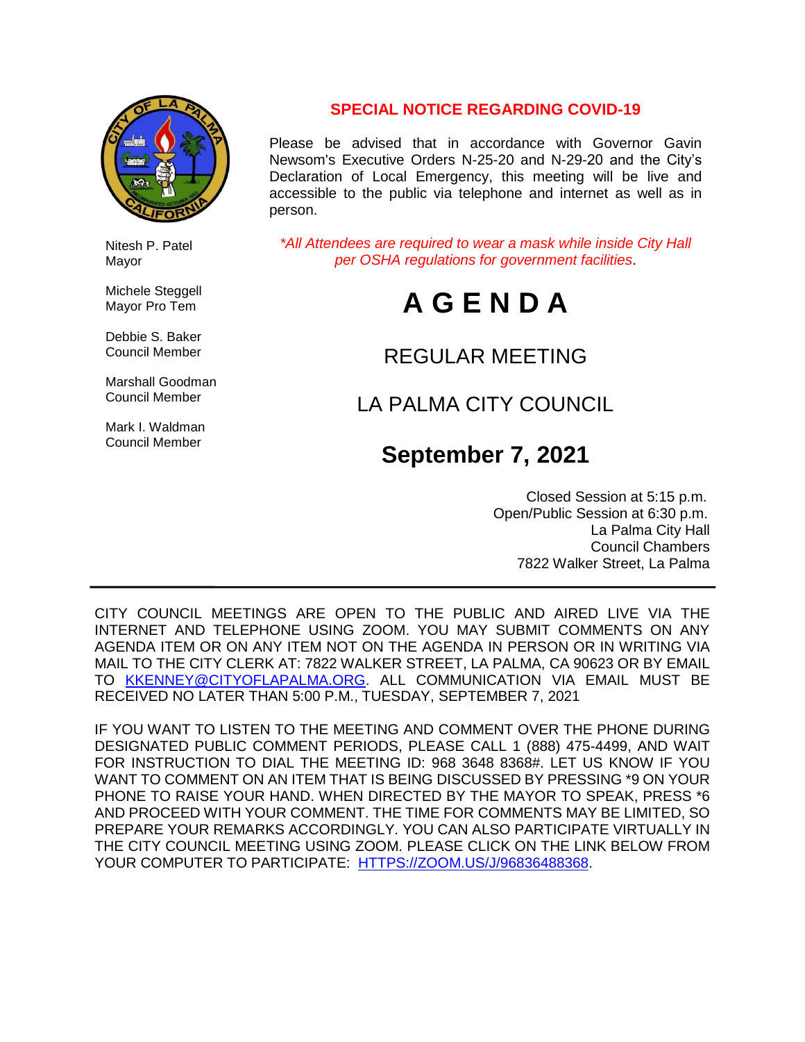Nitesh P. Patel
Mayor

Michele Steggell
Mayor Pro Tem

Debbie S. Baker
Council Member

Marshall Goodman
Council Member

Mark I. Waldman
Council Member

**SPECIAL NOTICE REGARDING COVID-19**

Please be advised that in accordance with Governor Gavin Newsom's Executive Orders N-25-20 and N-29-20 and the City's Declaration of Local Emergency, this meeting will be live and accessible to the public via telephone and internet as well as in person.

*\*All Attendees are required to wear a mask while inside City Hall per OSHA regulations for government facilities*.

# A G E N D A

## REGULAR MEETING

## LA PALMA CITY COUNCIL

## September 7, 2021

Closed Session at 5:15 p.m.
Open/Public Session at 6:30 p.m.
La Palma City Hall
Council Chambers
7822 Walker Street, La Palma

---

CITY COUNCIL MEETINGS ARE OPEN TO THE PUBLIC AND AIRED LIVE VIA THE INTERNET AND TELEPHONE USING ZOOM. YOU MAY SUBMIT COMMENTS ON ANY AGENDA ITEM OR ON ANY ITEM NOT ON THE AGENDA IN PERSON OR IN WRITING VIA MAIL TO THE CITY CLERK AT: 7822 WALKER STREET, LA PALMA, CA 90623 OR BY EMAIL TO KKENNEY@CITYOFLAPALMA.ORG. ALL COMMUNICATION VIA EMAIL MUST BE RECEIVED NO LATER THAN 5:00 P.M., TUESDAY, SEPTEMBER 7, 2021

IF YOU WANT TO LISTEN TO THE MEETING AND COMMENT OVER THE PHONE DURING DESIGNATED PUBLIC COMMENT PERIODS, PLEASE CALL 1 (888) 475-4499, AND WAIT FOR INSTRUCTION TO DIAL THE MEETING ID: 968 3648 8368#. LET US KNOW IF YOU WANT TO COMMENT ON AN ITEM THAT IS BEING DISCUSSED BY PRESSING *9 ON YOUR PHONE TO RAISE YOUR HAND. WHEN DIRECTED BY THE MAYOR TO SPEAK, PRESS *6 AND PROCEED WITH YOUR COMMENT. THE TIME FOR COMMENTS MAY BE LIMITED, SO PREPARE YOUR REMARKS ACCORDINGLY. YOU CAN ALSO PARTICIPATE VIRTUALLY IN THE CITY COUNCIL MEETING USING ZOOM. PLEASE CLICK ON THE LINK BELOW FROM YOUR COMPUTER TO PARTICIPATE: HTTPS://ZOOM.US/J/96836488368.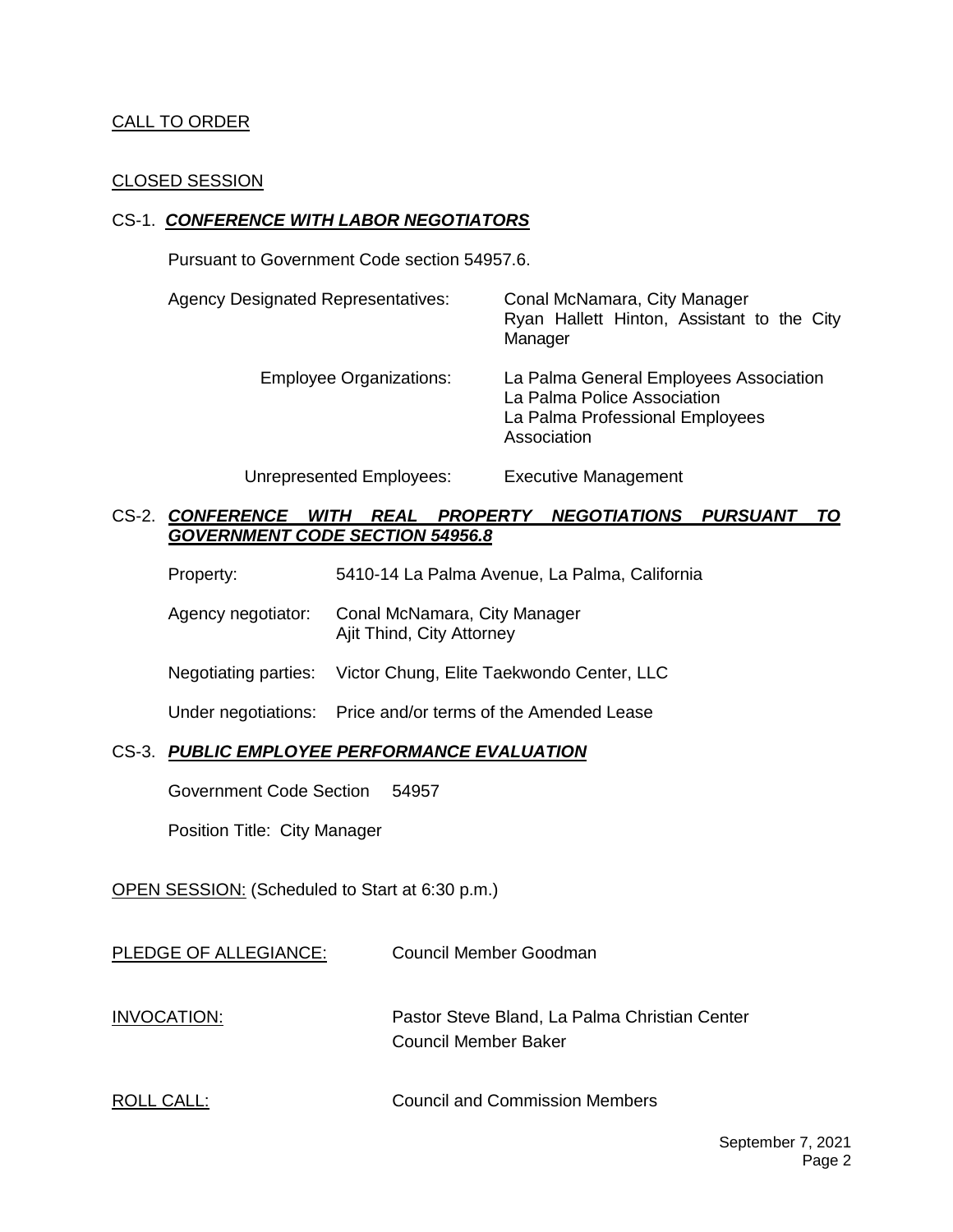CALL TO ORDER

CLOSED SESSION

CS-1. ***CONFERENCE WITH LABOR NEGOTIATORS***

Pursuant to Government Code section 54957.6.

Agency Designated Representatives: Conal McNamara, City Manager
Ryan Hallett Hinton, Assistant to the City Manager

Employee Organizations: La Palma General Employees Association
La Palma Police Association
La Palma Professional Employees Association

Unrepresented Employees: Executive Management

CS-2. ***CONFERENCE WITH REAL PROPERTY NEGOTIATIONS PURSUANT TO GOVERNMENT CODE SECTION 54956.8***

Property: 5410-14 La Palma Avenue, La Palma, California

Agency negotiator: Conal McNamara, City Manager
Ajit Thind, City Attorney

Negotiating parties: Victor Chung, Elite Taekwondo Center, LLC

Under negotiations: Price and/or terms of the Amended Lease

CS-3. ***PUBLIC EMPLOYEE PERFORMANCE EVALUATION***

Government Code Section 54957

Position Title: City Manager

OPEN SESSION: (Scheduled to Start at 6:30 p.m.)

PLEDGE OF ALLEGIANCE: Council Member Goodman

INVOCATION: Pastor Steve Bland, La Palma Christian Center
Council Member Baker

ROLL CALL: Council and Commission Members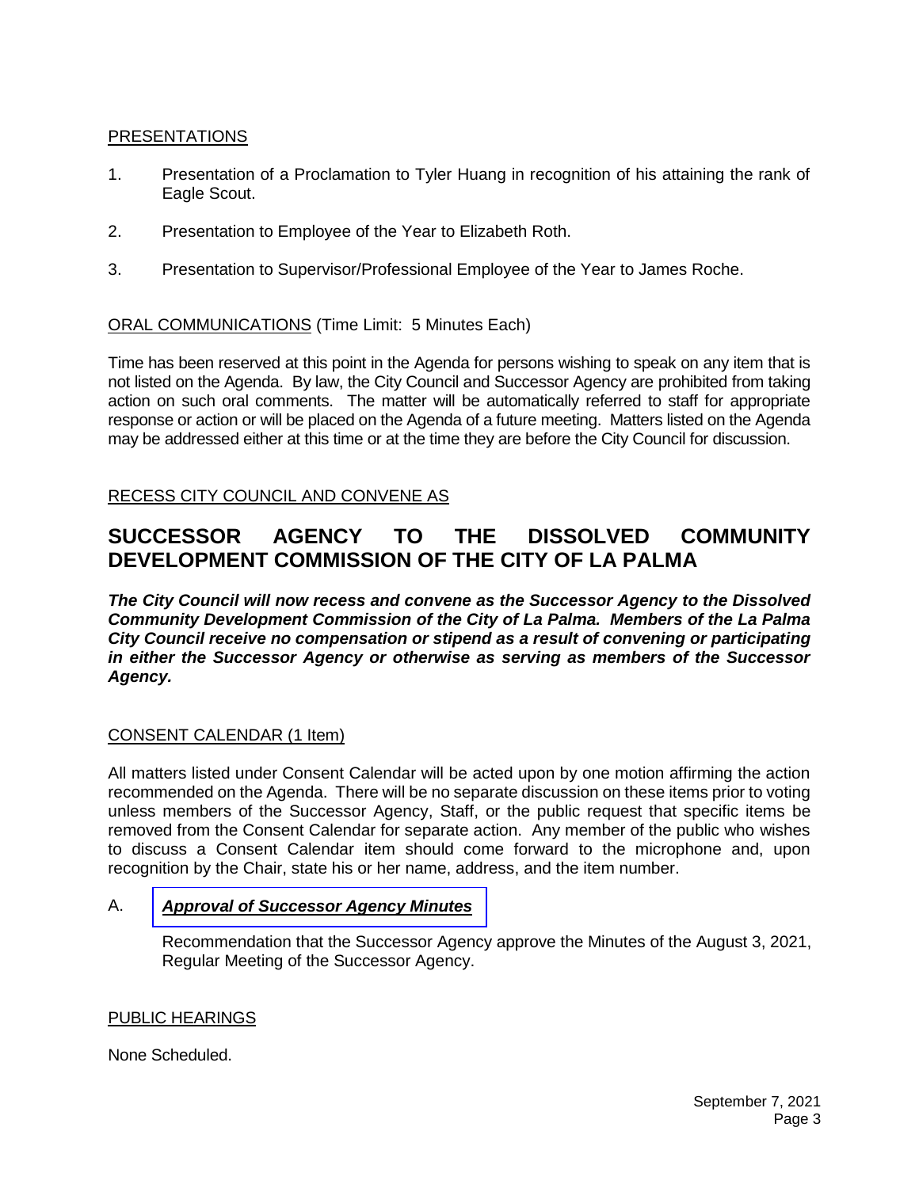PRESENTATIONS

1. Presentation of a Proclamation to Tyler Huang in recognition of his attaining the rank of Eagle Scout.

2. Presentation to Employee of the Year to Elizabeth Roth.

3. Presentation to Supervisor/Professional Employee of the Year to James Roche.

ORAL COMMUNICATIONS (Time Limit: 5 Minutes Each)

Time has been reserved at this point in the Agenda for persons wishing to speak on any item that is not listed on the Agenda. By law, the City Council and Successor Agency are prohibited from taking action on such oral comments. The matter will be automatically referred to staff for appropriate response or action or will be placed on the Agenda of a future meeting. Matters listed on the Agenda may be addressed either at this time or at the time they are before the City Council for discussion.

RECESS CITY COUNCIL AND CONVENE AS

# SUCCESSOR AGENCY TO THE DISSOLVED COMMUNITY DEVELOPMENT COMMISSION OF THE CITY OF LA PALMA

***The City Council will now recess and convene as the Successor Agency to the Dissolved Community Development Commission of the City of La Palma. Members of the La Palma City Council receive no compensation or stipend as a result of convening or participating in either the Successor Agency or otherwise as serving as members of the Successor Agency.***

CONSENT CALENDAR (1 Item)

All matters listed under Consent Calendar will be acted upon by one motion affirming the action recommended on the Agenda. There will be no separate discussion on these items prior to voting unless members of the Successor Agency, Staff, or the public request that specific items be removed from the Consent Calendar for separate action. Any member of the public who wishes to discuss a Consent Calendar item should come forward to the microphone and, upon recognition by the Chair, state his or her name, address, and the item number.

A. ***Approval of Successor Agency Minutes***

Recommendation that the Successor Agency approve the Minutes of the August 3, 2021, Regular Meeting of the Successor Agency.

PUBLIC HEARINGS

None Scheduled.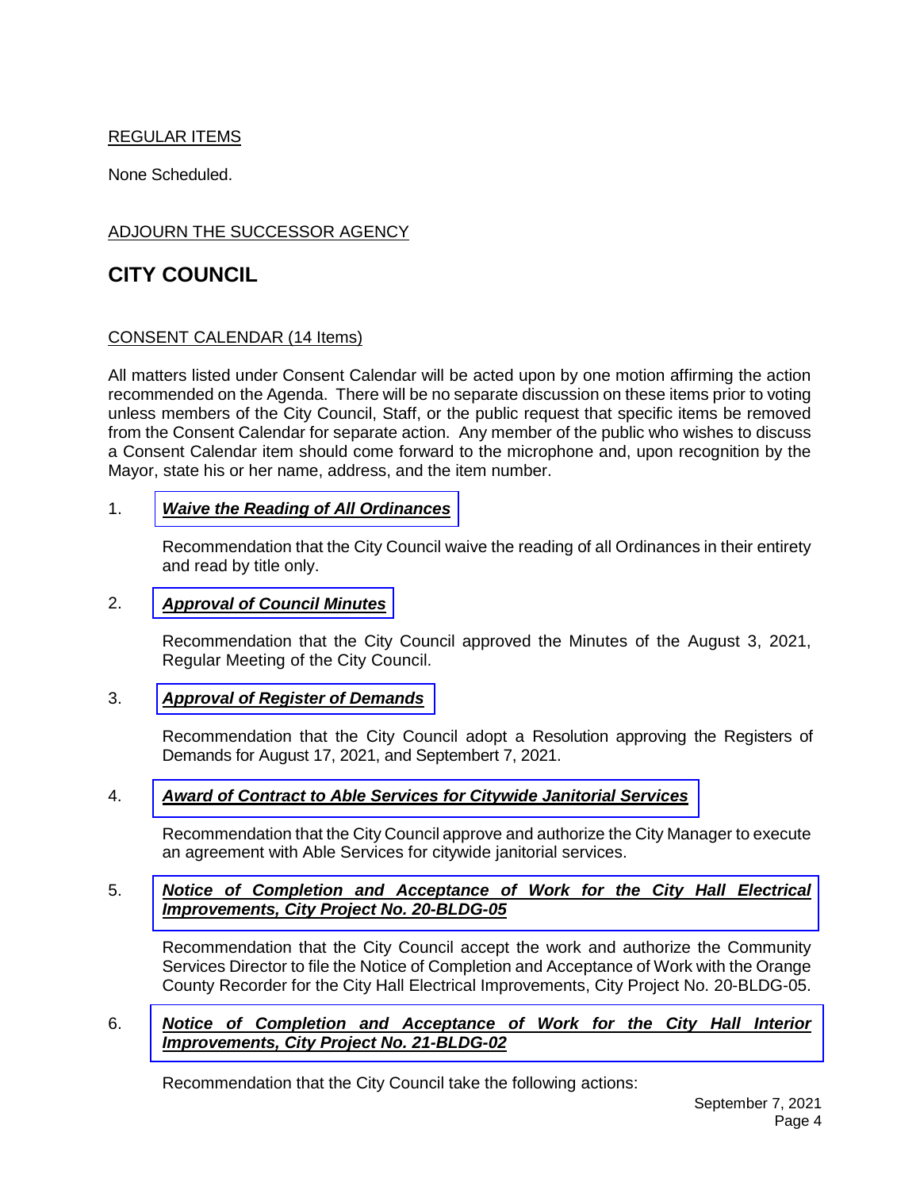REGULAR ITEMS

None Scheduled.

ADJOURN THE SUCCESSOR AGENCY

## CITY COUNCIL

CONSENT CALENDAR (14 Items)

All matters listed under Consent Calendar will be acted upon by one motion affirming the action recommended on the Agenda. There will be no separate discussion on these items prior to voting unless members of the City Council, Staff, or the public request that specific items be removed from the Consent Calendar for separate action. Any member of the public who wishes to discuss a Consent Calendar item should come forward to the microphone and, upon recognition by the Mayor, state his or her name, address, and the item number.

1. ***Waive the Reading of All Ordinances***

   Recommendation that the City Council waive the reading of all Ordinances in their entirety and read by title only.

2. ***Approval of Council Minutes***

   Recommendation that the City Council approved the Minutes of the August 3, 2021, Regular Meeting of the City Council.

3. ***Approval of Register of Demands***

   Recommendation that the City Council adopt a Resolution approving the Registers of Demands for August 17, 2021, and Septembert 7, 2021.

4. ***Award of Contract to Able Services for Citywide Janitorial Services***

   Recommendation that the City Council approve and authorize the City Manager to execute an agreement with Able Services for citywide janitorial services.

5. ***Notice of Completion and Acceptance of Work for the City Hall Electrical Improvements, City Project No. 20-BLDG-05***

   Recommendation that the City Council accept the work and authorize the Community Services Director to file the Notice of Completion and Acceptance of Work with the Orange County Recorder for the City Hall Electrical Improvements, City Project No. 20-BLDG-05.

6. ***Notice of Completion and Acceptance of Work for the City Hall Interior Improvements, City Project No. 21-BLDG-02***

   Recommendation that the City Council take the following actions: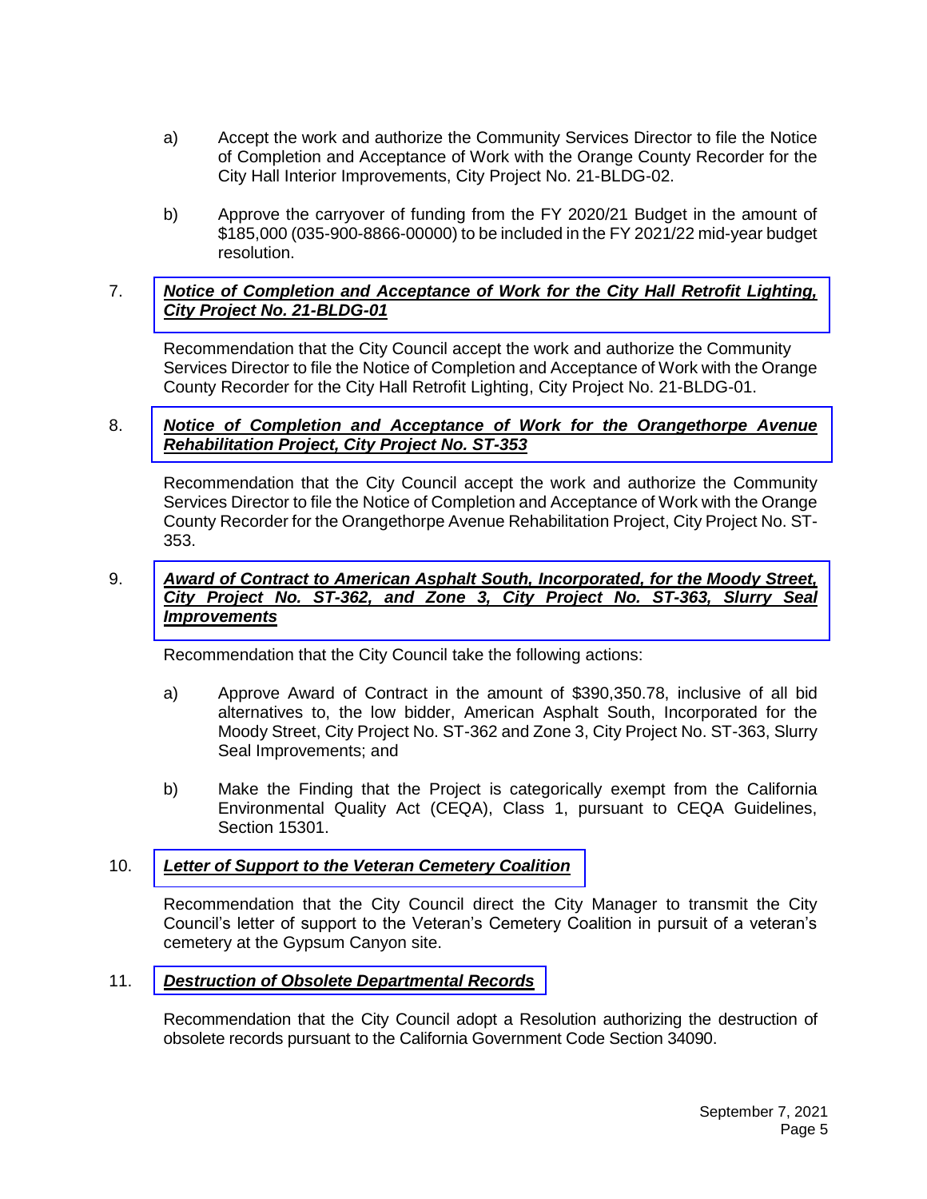a) Accept the work and authorize the Community Services Director to file the Notice of Completion and Acceptance of Work with the Orange County Recorder for the City Hall Interior Improvements, City Project No. 21-BLDG-02.

b) Approve the carryover of funding from the FY 2020/21 Budget in the amount of $185,000 (035-900-8866-00000) to be included in the FY 2021/22 mid-year budget resolution.

7. ***Notice of Completion and Acceptance of Work for the City Hall Retrofit Lighting, City Project No. 21-BLDG-01***

Recommendation that the City Council accept the work and authorize the Community Services Director to file the Notice of Completion and Acceptance of Work with the Orange County Recorder for the City Hall Retrofit Lighting, City Project No. 21-BLDG-01.

8. ***Notice of Completion and Acceptance of Work for the Orangethorpe Avenue Rehabilitation Project, City Project No. ST-353***

Recommendation that the City Council accept the work and authorize the Community Services Director to file the Notice of Completion and Acceptance of Work with the Orange County Recorder for the Orangethorpe Avenue Rehabilitation Project, City Project No. ST-353.

9. ***Award of Contract to American Asphalt South, Incorporated, for the Moody Street, City Project No. ST-362, and Zone 3, City Project No. ST-363, Slurry Seal Improvements***

Recommendation that the City Council take the following actions:

a) Approve Award of Contract in the amount of $390,350.78, inclusive of all bid alternatives to, the low bidder, American Asphalt South, Incorporated for the Moody Street, City Project No. ST-362 and Zone 3, City Project No. ST-363, Slurry Seal Improvements; and

b) Make the Finding that the Project is categorically exempt from the California Environmental Quality Act (CEQA), Class 1, pursuant to CEQA Guidelines, Section 15301.

10. ***Letter of Support to the Veteran Cemetery Coalition***

Recommendation that the City Council direct the City Manager to transmit the City Council's letter of support to the Veteran's Cemetery Coalition in pursuit of a veteran's cemetery at the Gypsum Canyon site.

11. ***Destruction of Obsolete Departmental Records***

Recommendation that the City Council adopt a Resolution authorizing the destruction of obsolete records pursuant to the California Government Code Section 34090.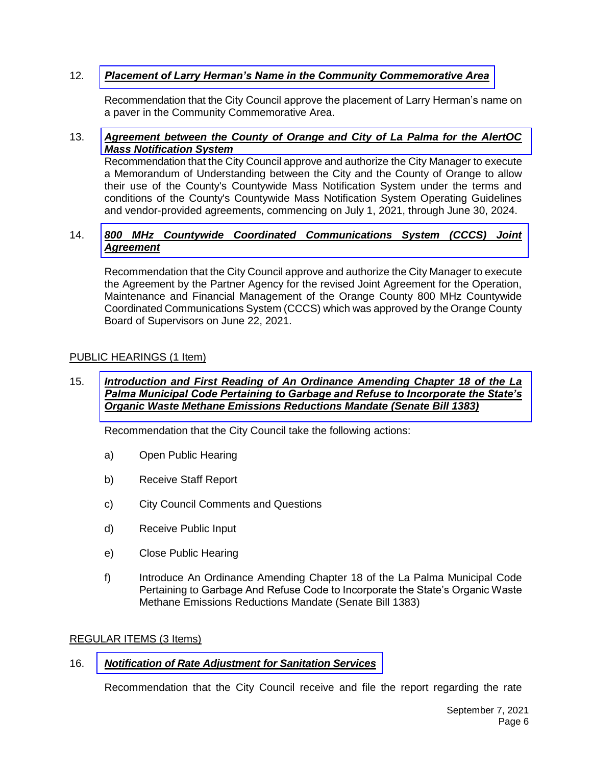12. ***Placement of Larry Herman's Name in the Community Commemorative Area***

    Recommendation that the City Council approve the placement of Larry Herman's name on a paver in the Community Commemorative Area.

13. ***Agreement between the County of Orange and City of La Palma for the AlertOC Mass Notification System***

    Recommendation that the City Council approve and authorize the City Manager to execute a Memorandum of Understanding between the City and the County of Orange to allow their use of the County's Countywide Mass Notification System under the terms and conditions of the County's Countywide Mass Notification System Operating Guidelines and vendor-provided agreements, commencing on July 1, 2021, through June 30, 2024.

14. ***800 MHz Countywide Coordinated Communications System (CCCS) Joint Agreement***

    Recommendation that the City Council approve and authorize the City Manager to execute the Agreement by the Partner Agency for the revised Joint Agreement for the Operation, Maintenance and Financial Management of the Orange County 800 MHz Countywide Coordinated Communications System (CCCS) which was approved by the Orange County Board of Supervisors on June 22, 2021.

PUBLIC HEARINGS (1 Item)

15. ***Introduction and First Reading of An Ordinance Amending Chapter 18 of the La Palma Municipal Code Pertaining to Garbage and Refuse to Incorporate the State's Organic Waste Methane Emissions Reductions Mandate (Senate Bill 1383)***

    Recommendation that the City Council take the following actions:

    a) Open Public Hearing

    b) Receive Staff Report

    c) City Council Comments and Questions

    d) Receive Public Input

    e) Close Public Hearing

    f) Introduce An Ordinance Amending Chapter 18 of the La Palma Municipal Code Pertaining to Garbage And Refuse Code to Incorporate the State's Organic Waste Methane Emissions Reductions Mandate (Senate Bill 1383)

REGULAR ITEMS (3 Items)

16. ***Notification of Rate Adjustment for Sanitation Services***

    Recommendation that the City Council receive and file the report regarding the rate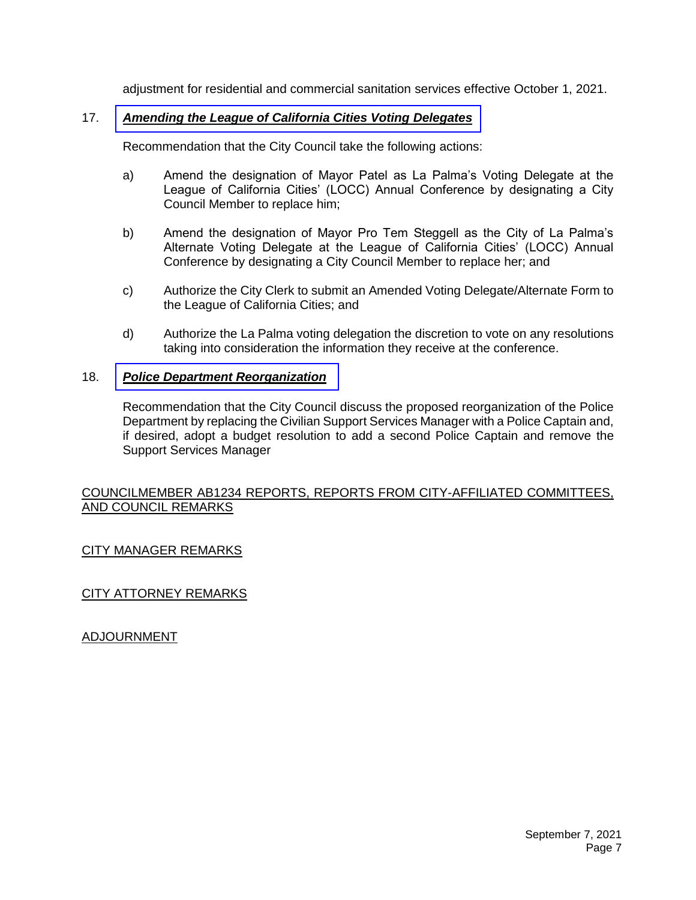adjustment for residential and commercial sanitation services effective October 1, 2021.

17. ***Amending the League of California Cities Voting Delegates***

Recommendation that the City Council take the following actions:

a) Amend the designation of Mayor Patel as La Palma's Voting Delegate at the League of California Cities' (LOCC) Annual Conference by designating a City Council Member to replace him;

b) Amend the designation of Mayor Pro Tem Steggell as the City of La Palma's Alternate Voting Delegate at the League of California Cities' (LOCC) Annual Conference by designating a City Council Member to replace her; and

c) Authorize the City Clerk to submit an Amended Voting Delegate/Alternate Form to the League of California Cities; and

d) Authorize the La Palma voting delegation the discretion to vote on any resolutions taking into consideration the information they receive at the conference.

18. ***Police Department Reorganization***

Recommendation that the City Council discuss the proposed reorganization of the Police Department by replacing the Civilian Support Services Manager with a Police Captain and, if desired, adopt a budget resolution to add a second Police Captain and remove the Support Services Manager

COUNCILMEMBER AB1234 REPORTS, REPORTS FROM CITY-AFFILIATED COMMITTEES, AND COUNCIL REMARKS

CITY MANAGER REMARKS

CITY ATTORNEY REMARKS

ADJOURNMENT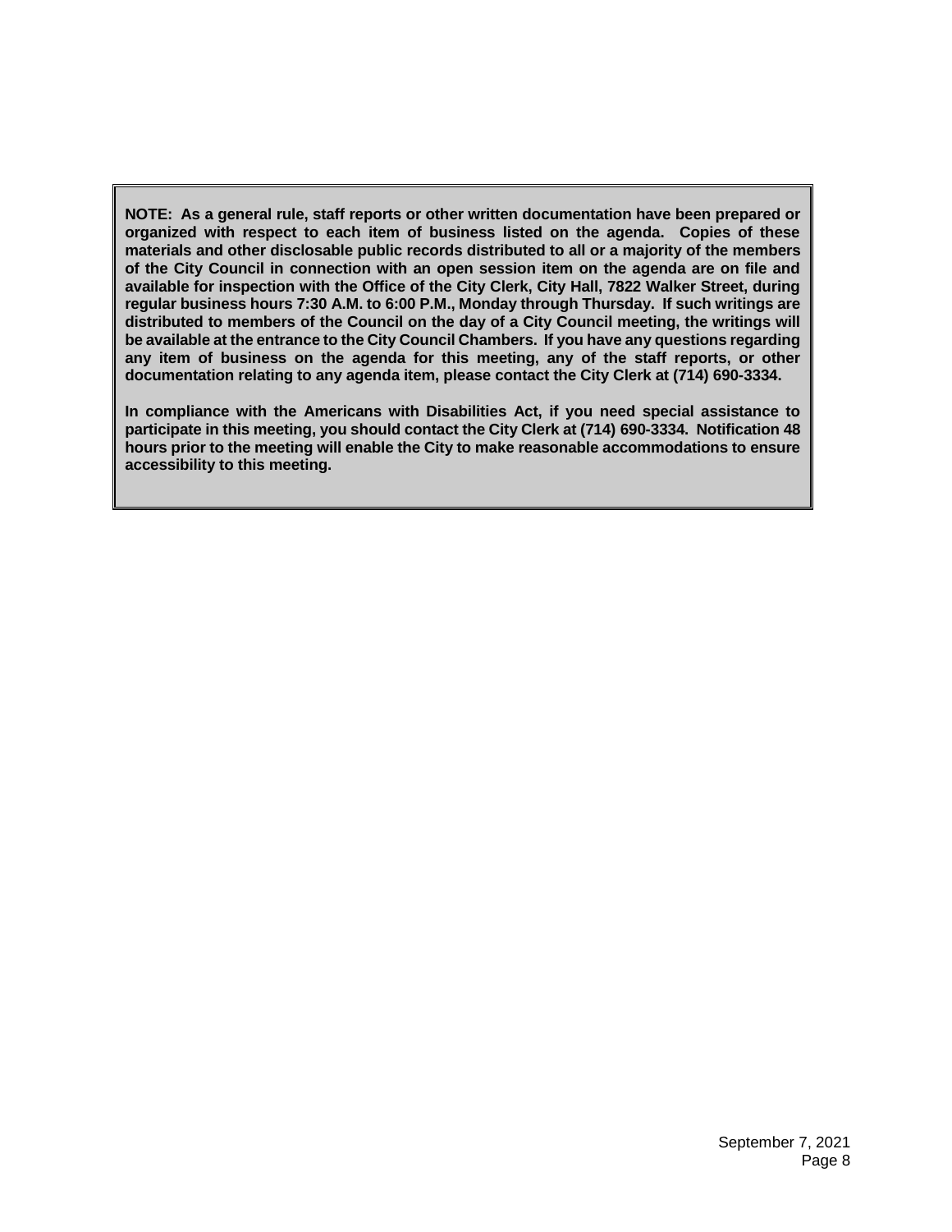**NOTE: As a general rule, staff reports or other written documentation have been prepared or organized with respect to each item of business listed on the agenda. Copies of these materials and other disclosable public records distributed to all or a majority of the members of the City Council in connection with an open session item on the agenda are on file and available for inspection with the Office of the City Clerk, City Hall, 7822 Walker Street, during regular business hours 7:30 A.M. to 6:00 P.M., Monday through Thursday. If such writings are distributed to members of the Council on the day of a City Council meeting, the writings will be available at the entrance to the City Council Chambers. If you have any questions regarding any item of business on the agenda for this meeting, any of the staff reports, or other documentation relating to any agenda item, please contact the City Clerk at (714) 690-3334.**

**In compliance with the Americans with Disabilities Act, if you need special assistance to participate in this meeting, you should contact the City Clerk at (714) 690-3334. Notification 48 hours prior to the meeting will enable the City to make reasonable accommodations to ensure accessibility to this meeting.**